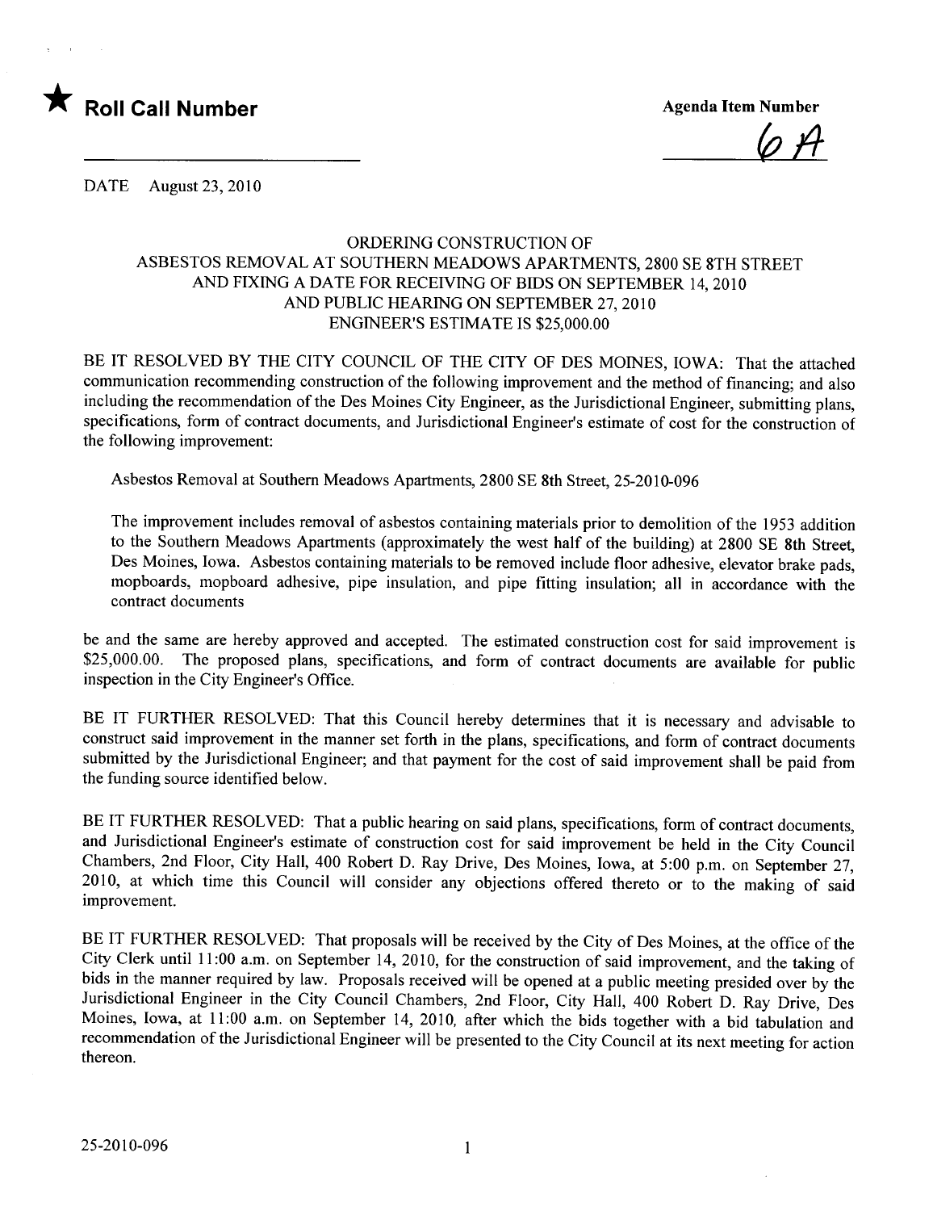★ **Roll Call Number**

**Agenda Item Number**

6A

DATE August 23, 2010

ORDERING CONSTRUCTION OF
ASBESTOS REMOVAL AT SOUTHERN MEADOWS APARTMENTS, 2800 SE 8TH STREET
AND FIXING A DATE FOR RECEIVING OF BIDS ON SEPTEMBER 14, 2010
AND PUBLIC HEARING ON SEPTEMBER 27, 2010
ENGINEER'S ESTIMATE IS $25,000.00

BE IT RESOLVED BY THE CITY COUNCIL OF THE CITY OF DES MOINES, IOWA: That the attached communication recommending construction of the following improvement and the method of financing; and also including the recommendation of the Des Moines City Engineer, as the Jurisdictional Engineer, submitting plans, specifications, form of contract documents, and Jurisdictional Engineer's estimate of cost for the construction of the following improvement:

Asbestos Removal at Southern Meadows Apartments, 2800 SE 8th Street, 25-2010-096

The improvement includes removal of asbestos containing materials prior to demolition of the 1953 addition to the Southern Meadows Apartments (approximately the west half of the building) at 2800 SE 8th Street, Des Moines, Iowa. Asbestos containing materials to be removed include floor adhesive, elevator brake pads, mopboards, mopboard adhesive, pipe insulation, and pipe fitting insulation; all in accordance with the contract documents

be and the same are hereby approved and accepted. The estimated construction cost for said improvement is $25,000.00. The proposed plans, specifications, and form of contract documents are available for public inspection in the City Engineer's Office.

BE IT FURTHER RESOLVED: That this Council hereby determines that it is necessary and advisable to construct said improvement in the manner set forth in the plans, specifications, and form of contract documents submitted by the Jurisdictional Engineer; and that payment for the cost of said improvement shall be paid from the funding source identified below.

BE IT FURTHER RESOLVED: That a public hearing on said plans, specifications, form of contract documents, and Jurisdictional Engineer's estimate of construction cost for said improvement be held in the City Council Chambers, 2nd Floor, City Hall, 400 Robert D. Ray Drive, Des Moines, Iowa, at 5:00 p.m. on September 27, 2010, at which time this Council will consider any objections offered thereto or to the making of said improvement.

BE IT FURTHER RESOLVED: That proposals will be received by the City of Des Moines, at the office of the City Clerk until 11:00 a.m. on September 14, 2010, for the construction of said improvement, and the taking of bids in the manner required by law. Proposals received will be opened at a public meeting presided over by the Jurisdictional Engineer in the City Council Chambers, 2nd Floor, City Hall, 400 Robert D. Ray Drive, Des Moines, Iowa, at 11:00 a.m. on September 14, 2010, after which the bids together with a bid tabulation and recommendation of the Jurisdictional Engineer will be presented to the City Council at its next meeting for action thereon.

25-2010-096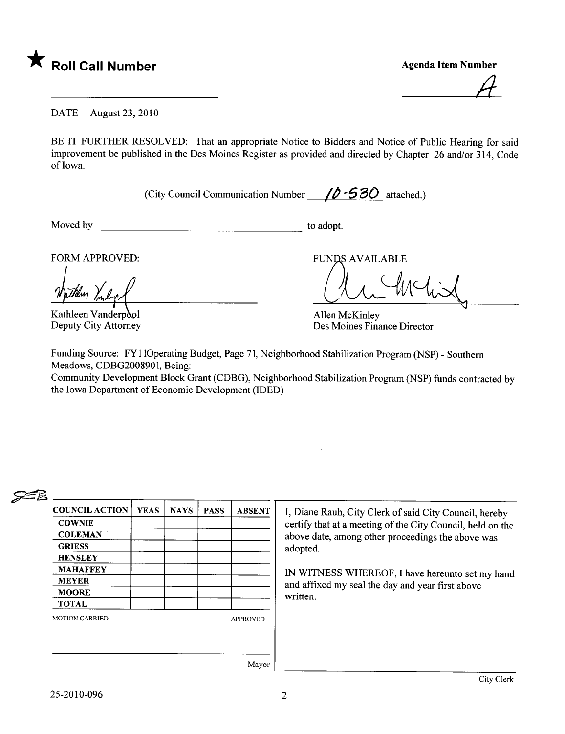★ **Roll Call Number**

**Agenda Item Number**

A

DATE August 23, 2010

BE IT FURTHER RESOLVED: That an appropriate Notice to Bidders and Notice of Public Hearing for said improvement be published in the Des Moines Register as provided and directed by Chapter 26 and/or 314, Code of Iowa.

(City Council Communication Number 10-530 attached.)

Moved by ______________________ to adopt.

FORM APPROVED:

Kathleen Vanderpool
Deputy City Attorney

FUNDS AVAILABLE

Allen McKinley
Des Moines Finance Director

Funding Source: FY11Operating Budget, Page 71, Neighborhood Stabilization Program (NSP) - Southern Meadows, CDBG200890l, Being:
Community Development Block Grant (CDBG), Neighborhood Stabilization Program (NSP) funds contracted by the Iowa Department of Economic Development (IDED)

| COUNCIL ACTION | YEAS | NAYS | PASS | ABSENT |
| --- | --- | --- | --- | --- |
| COWNIE | | | | |
| COLEMAN | | | | |
| GRIESS | | | | |
| HENSLEY | | | | |
| MAHAFFEY | | | | |
| MEYER | | | | |
| MOORE | | | | |
| TOTAL | | | | |

MOTION CARRIED APPROVED

Mayor

I, Diane Rauh, City Clerk of said City Council, hereby certify that at a meeting of the City Council, held on the above date, among other proceedings the above was adopted.

IN WITNESS WHEREOF, I have hereunto set my hand and affixed my seal the day and year first above written.

City Clerk

25-2010-096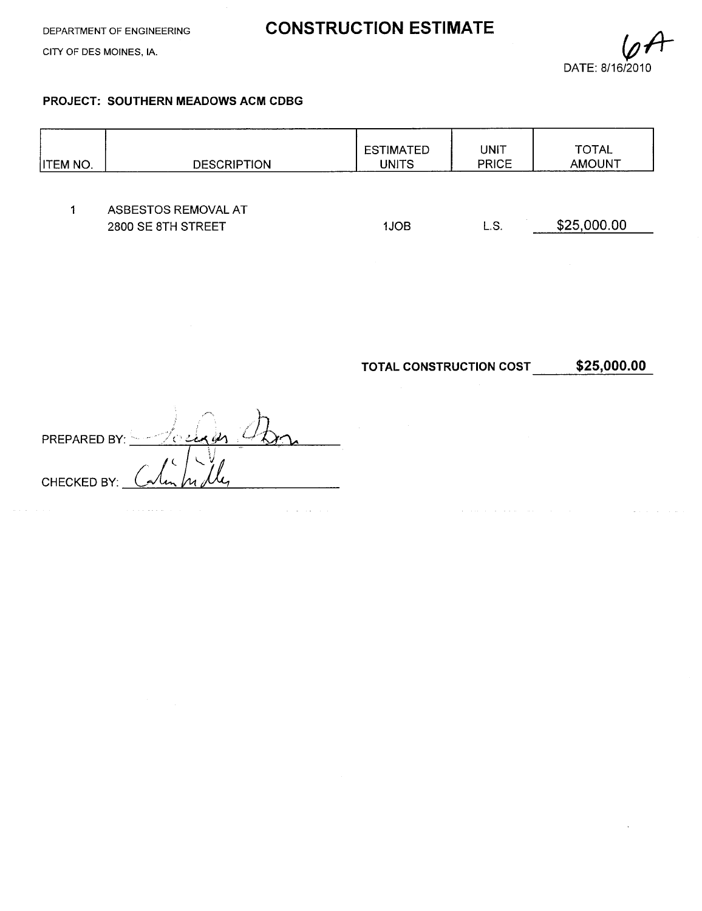DEPARTMENT OF ENGINEERING

CITY OF DES MOINES, IA.

# CONSTRUCTION ESTIMATE

6A

DATE: 8/16/2010

**PROJECT: SOUTHERN MEADOWS ACM CDBG**

| ITEM NO. | DESCRIPTION | ESTIMATED UNITS | UNIT PRICE | TOTAL AMOUNT |
|---|---|---|---|---|
| 1 | ASBESTOS REMOVAL AT 2800 SE 8TH STREET | 1JOB | L.S. | $25,000.00 |

**TOTAL CONSTRUCTION COST** **$25,000.00**

PREPARED BY: [signature]

CHECKED BY: [signature]